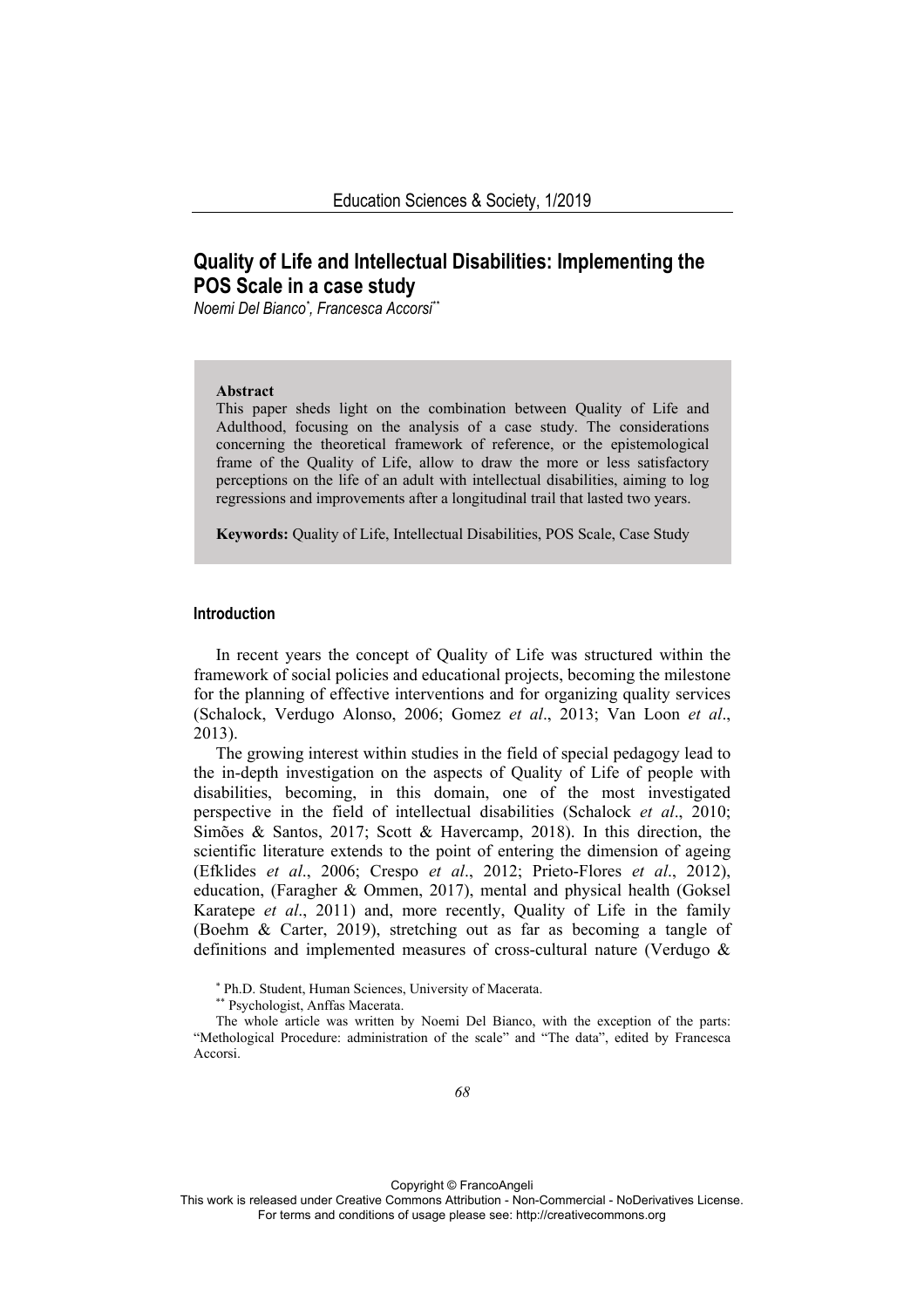# Quality of Life and Intellectual Disabilities: Implementing the POS Scale in a case study

*Noemi Del Bianco*[*], *Francesca Accorsi*[**]

**Abstract**

This paper sheds light on the combination between Quality of Life and Adulthood, focusing on the analysis of a case study. The considerations concerning the theoretical framework of reference, or the epistemological frame of the Quality of Life, allow to draw the more or less satisfactory perceptions on the life of an adult with intellectual disabilities, aiming to log regressions and improvements after a longitudinal trail that lasted two years.

**Keywords:** Quality of Life, Intellectual Disabilities, POS Scale, Case Study

## Introduction

In recent years the concept of Quality of Life was structured within the framework of social policies and educational projects, becoming the milestone for the planning of effective interventions and for organizing quality services (Schalock, Verdugo Alonso, 2006; Gomez *et al*., 2013; Van Loon *et al*., 2013).

The growing interest within studies in the field of special pedagogy lead to the in-depth investigation on the aspects of Quality of Life of people with disabilities, becoming, in this domain, one of the most investigated perspective in the field of intellectual disabilities (Schalock *et al*., 2010; Simões & Santos, 2017; Scott & Havercamp, 2018). In this direction, the scientific literature extends to the point of entering the dimension of ageing (Efklides *et al*., 2006; Crespo *et al*., 2012; Prieto-Flores *et al*., 2012), education, (Faragher & Ommen, 2017), mental and physical health (Goksel Karatepe *et al*., 2011) and, more recently, Quality of Life in the family (Boehm & Carter, 2019), stretching out as far as becoming a tangle of definitions and implemented measures of cross-cultural nature (Verdugo &

[*] Ph.D. Student, Human Sciences, University of Macerata.

[**] Psychologist, Anffas Macerata.

The whole article was written by Noemi Del Bianco, with the exception of the parts: "Methological Procedure: administration of the scale" and "The data", edited by Francesca Accorsi.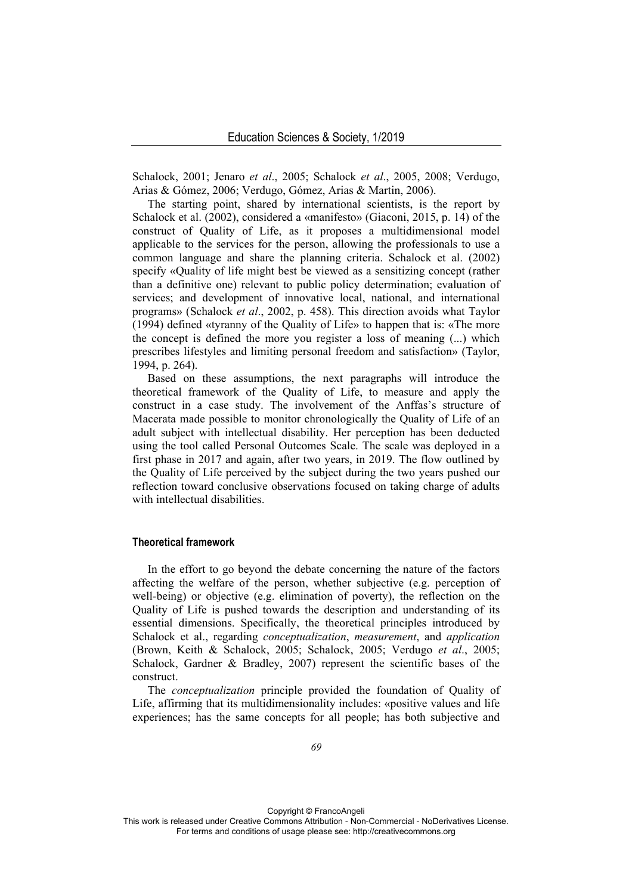Schalock, 2001; Jenaro *et al*., 2005; Schalock *et al*., 2005, 2008; Verdugo, Arias & Gómez, 2006; Verdugo, Gómez, Arias & Martin, 2006).

The starting point, shared by international scientists, is the report by Schalock et al. (2002), considered a «manifesto» (Giaconi, 2015, p. 14) of the construct of Quality of Life, as it proposes a multidimensional model applicable to the services for the person, allowing the professionals to use a common language and share the planning criteria. Schalock et al. (2002) specify «Quality of life might best be viewed as a sensitizing concept (rather than a definitive one) relevant to public policy determination; evaluation of services; and development of innovative local, national, and international programs» (Schalock *et al*., 2002, p. 458). This direction avoids what Taylor (1994) defined «tyranny of the Quality of Life» to happen that is: «The more the concept is defined the more you register a loss of meaning (...) which prescribes lifestyles and limiting personal freedom and satisfaction» (Taylor, 1994, p. 264).

Based on these assumptions, the next paragraphs will introduce the theoretical framework of the Quality of Life, to measure and apply the construct in a case study. The involvement of the Anffas's structure of Macerata made possible to monitor chronologically the Quality of Life of an adult subject with intellectual disability. Her perception has been deducted using the tool called Personal Outcomes Scale. The scale was deployed in a first phase in 2017 and again, after two years, in 2019. The flow outlined by the Quality of Life perceived by the subject during the two years pushed our reflection toward conclusive observations focused on taking charge of adults with intellectual disabilities.

## Theoretical framework

In the effort to go beyond the debate concerning the nature of the factors affecting the welfare of the person, whether subjective (e.g. perception of well-being) or objective (e.g. elimination of poverty), the reflection on the Quality of Life is pushed towards the description and understanding of its essential dimensions. Specifically, the theoretical principles introduced by Schalock et al., regarding *conceptualization*, *measurement*, and *application* (Brown, Keith & Schalock, 2005; Schalock, 2005; Verdugo *et al*., 2005; Schalock, Gardner & Bradley, 2007) represent the scientific bases of the construct.

The *conceptualization* principle provided the foundation of Quality of Life, affirming that its multidimensionality includes: «positive values and life experiences; has the same concepts for all people; has both subjective and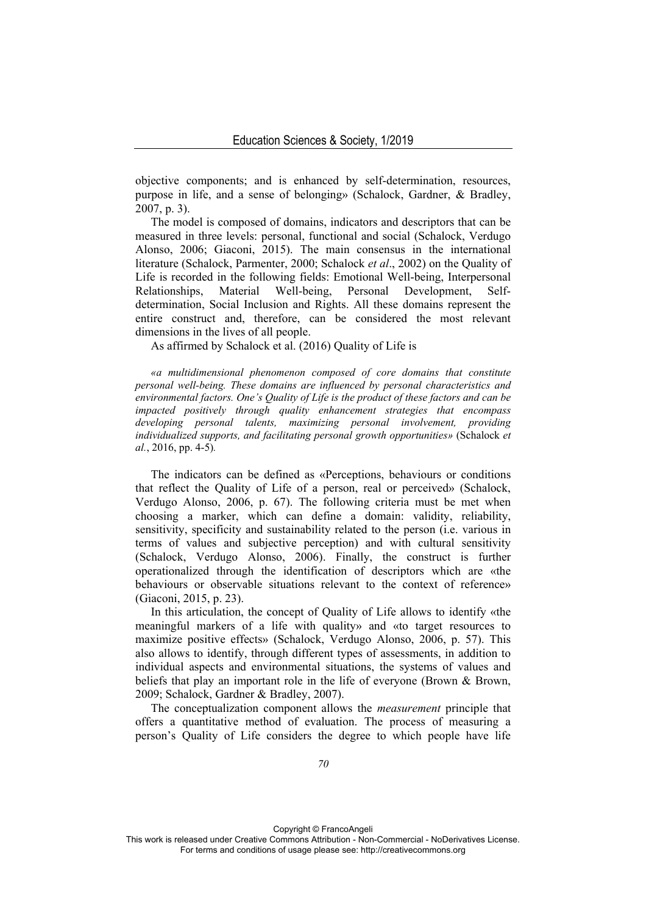objective components; and is enhanced by self-determination, resources, purpose in life, and a sense of belonging» (Schalock, Gardner, & Bradley, 2007, p. 3).

The model is composed of domains, indicators and descriptors that can be measured in three levels: personal, functional and social (Schalock, Verdugo Alonso, 2006; Giaconi, 2015). The main consensus in the international literature (Schalock, Parmenter, 2000; Schalock *et al*., 2002) on the Quality of Life is recorded in the following fields: Emotional Well-being, Interpersonal Relationships, Material Well-being, Personal Development, Self-determination, Social Inclusion and Rights. All these domains represent the entire construct and, therefore, can be considered the most relevant dimensions in the lives of all people.

As affirmed by Schalock et al. (2016) Quality of Life is

> *«a multidimensional phenomenon composed of core domains that constitute personal well-being. These domains are influenced by personal characteristics and environmental factors. One's Quality of Life is the product of these factors and can be impacted positively through quality enhancement strategies that encompass developing personal talents, maximizing personal involvement, providing individualized supports, and facilitating personal growth opportunities»* (Schalock *et al.*, 2016, pp. 4-5).

The indicators can be defined as «Perceptions, behaviours or conditions that reflect the Quality of Life of a person, real or perceived» (Schalock, Verdugo Alonso, 2006, p. 67). The following criteria must be met when choosing a marker, which can define a domain: validity, reliability, sensitivity, specificity and sustainability related to the person (i.e. various in terms of values and subjective perception) and with cultural sensitivity (Schalock, Verdugo Alonso, 2006). Finally, the construct is further operationalized through the identification of descriptors which are «the behaviours or observable situations relevant to the context of reference» (Giaconi, 2015, p. 23).

In this articulation, the concept of Quality of Life allows to identify «the meaningful markers of a life with quality» and «to target resources to maximize positive effects» (Schalock, Verdugo Alonso, 2006, p. 57). This also allows to identify, through different types of assessments, in addition to individual aspects and environmental situations, the systems of values and beliefs that play an important role in the life of everyone (Brown & Brown, 2009; Schalock, Gardner & Bradley, 2007).

The conceptualization component allows the *measurement* principle that offers a quantitative method of evaluation. The process of measuring a person's Quality of Life considers the degree to which people have life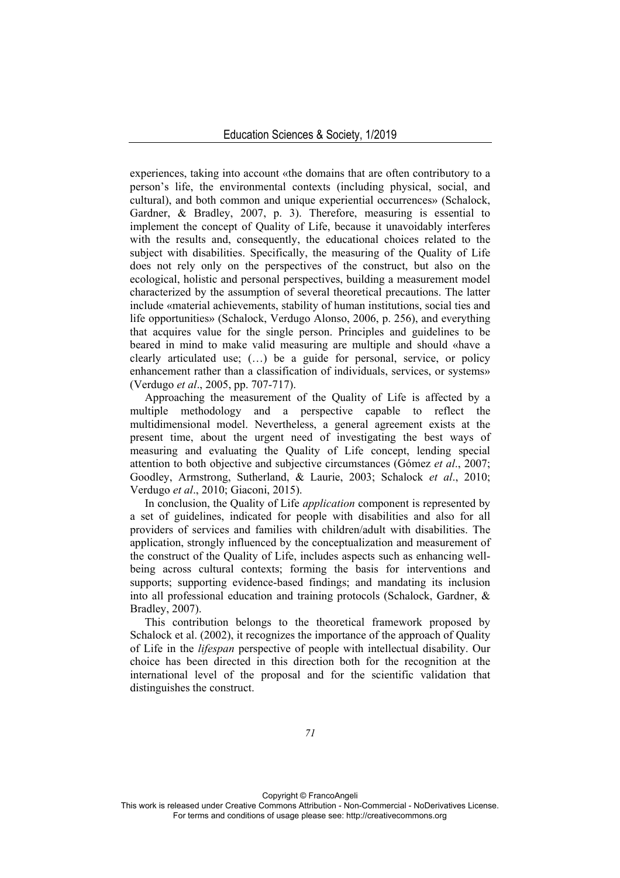experiences, taking into account «the domains that are often contributory to a person's life, the environmental contexts (including physical, social, and cultural), and both common and unique experiential occurrences» (Schalock, Gardner, & Bradley, 2007, p. 3). Therefore, measuring is essential to implement the concept of Quality of Life, because it unavoidably interferes with the results and, consequently, the educational choices related to the subject with disabilities. Specifically, the measuring of the Quality of Life does not rely only on the perspectives of the construct, but also on the ecological, holistic and personal perspectives, building a measurement model characterized by the assumption of several theoretical precautions. The latter include «material achievements, stability of human institutions, social ties and life opportunities» (Schalock, Verdugo Alonso, 2006, p. 256), and everything that acquires value for the single person. Principles and guidelines to be beared in mind to make valid measuring are multiple and should «have a clearly articulated use; (…) be a guide for personal, service, or policy enhancement rather than a classification of individuals, services, or systems» (Verdugo *et al*., 2005, pp. 707-717).

Approaching the measurement of the Quality of Life is affected by a multiple methodology and a perspective capable to reflect the multidimensional model. Nevertheless, a general agreement exists at the present time, about the urgent need of investigating the best ways of measuring and evaluating the Quality of Life concept, lending special attention to both objective and subjective circumstances (Gómez *et al*., 2007; Goodley, Armstrong, Sutherland, & Laurie, 2003; Schalock *et al*., 2010; Verdugo *et al*., 2010; Giaconi, 2015).

In conclusion, the Quality of Life *application* component is represented by a set of guidelines, indicated for people with disabilities and also for all providers of services and families with children/adult with disabilities. The application, strongly influenced by the conceptualization and measurement of the construct of the Quality of Life, includes aspects such as enhancing well-being across cultural contexts; forming the basis for interventions and supports; supporting evidence-based findings; and mandating its inclusion into all professional education and training protocols (Schalock, Gardner, & Bradley, 2007).

This contribution belongs to the theoretical framework proposed by Schalock et al. (2002), it recognizes the importance of the approach of Quality of Life in the *lifespan* perspective of people with intellectual disability. Our choice has been directed in this direction both for the recognition at the international level of the proposal and for the scientific validation that distinguishes the construct.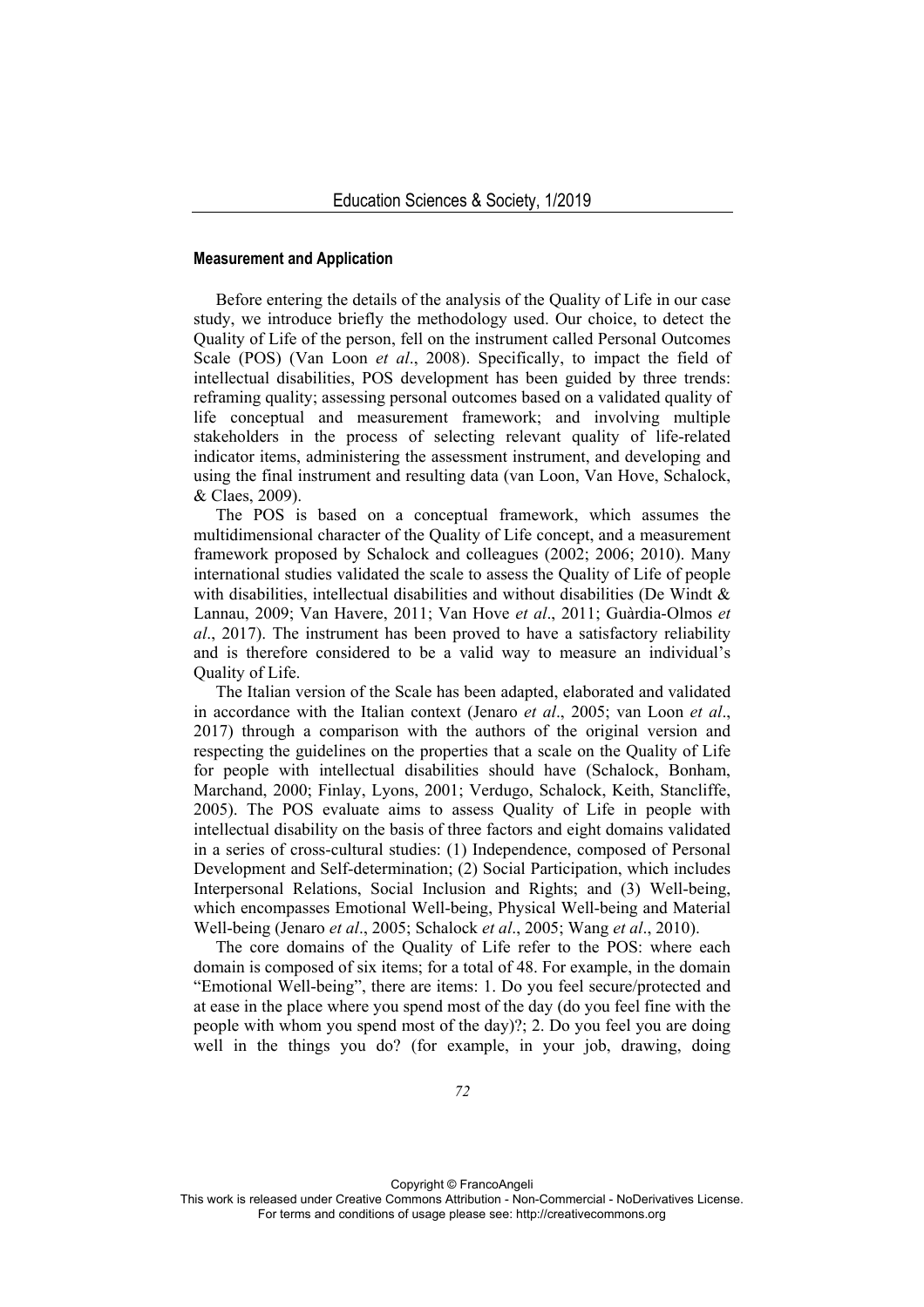#### Measurement and Application

Before entering the details of the analysis of the Quality of Life in our case study, we introduce briefly the methodology used. Our choice, to detect the Quality of Life of the person, fell on the instrument called Personal Outcomes Scale (POS) (Van Loon *et al*., 2008). Specifically, to impact the field of intellectual disabilities, POS development has been guided by three trends: reframing quality; assessing personal outcomes based on a validated quality of life conceptual and measurement framework; and involving multiple stakeholders in the process of selecting relevant quality of life-related indicator items, administering the assessment instrument, and developing and using the final instrument and resulting data (van Loon, Van Hove, Schalock, & Claes, 2009).

The POS is based on a conceptual framework, which assumes the multidimensional character of the Quality of Life concept, and a measurement framework proposed by Schalock and colleagues (2002; 2006; 2010). Many international studies validated the scale to assess the Quality of Life of people with disabilities, intellectual disabilities and without disabilities (De Windt & Lannau, 2009; Van Havere, 2011; Van Hove *et al*., 2011; Guàrdia-Olmos *et al*., 2017). The instrument has been proved to have a satisfactory reliability and is therefore considered to be a valid way to measure an individual's Quality of Life.

The Italian version of the Scale has been adapted, elaborated and validated in accordance with the Italian context (Jenaro *et al*., 2005; van Loon *et al*., 2017) through a comparison with the authors of the original version and respecting the guidelines on the properties that a scale on the Quality of Life for people with intellectual disabilities should have (Schalock, Bonham, Marchand, 2000; Finlay, Lyons, 2001; Verdugo, Schalock, Keith, Stancliffe, 2005). The POS evaluate aims to assess Quality of Life in people with intellectual disability on the basis of three factors and eight domains validated in a series of cross-cultural studies: (1) Independence, composed of Personal Development and Self-determination; (2) Social Participation, which includes Interpersonal Relations, Social Inclusion and Rights; and (3) Well-being, which encompasses Emotional Well-being, Physical Well-being and Material Well-being (Jenaro *et al*., 2005; Schalock *et al*., 2005; Wang *et al*., 2010).

The core domains of the Quality of Life refer to the POS: where each domain is composed of six items; for a total of 48. For example, in the domain "Emotional Well-being", there are items: 1. Do you feel secure/protected and at ease in the place where you spend most of the day (do you feel fine with the people with whom you spend most of the day)?; 2. Do you feel you are doing well in the things you do? (for example, in your job, drawing, doing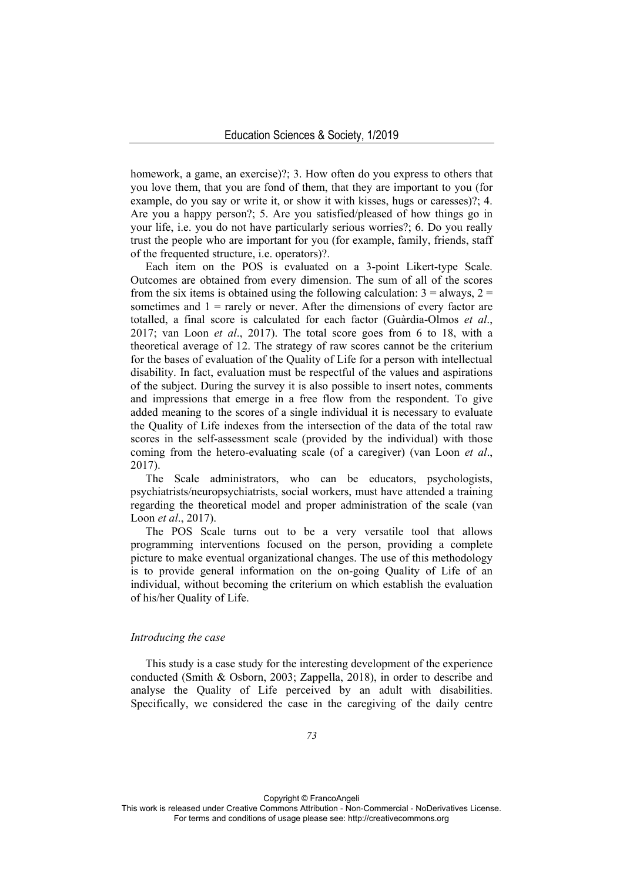homework, a game, an exercise)?; 3. How often do you express to others that you love them, that you are fond of them, that they are important to you (for example, do you say or write it, or show it with kisses, hugs or caresses)?; 4. Are you a happy person?; 5. Are you satisfied/pleased of how things go in your life, i.e. you do not have particularly serious worries?; 6. Do you really trust the people who are important for you (for example, family, friends, staff of the frequented structure, i.e. operators)?.

Each item on the POS is evaluated on a 3-point Likert-type Scale. Outcomes are obtained from every dimension. The sum of all of the scores from the six items is obtained using the following calculation: 3 = always, 2 = sometimes and 1 = rarely or never. After the dimensions of every factor are totalled, a final score is calculated for each factor (Guàrdia-Olmos *et al*., 2017; van Loon *et al*., 2017). The total score goes from 6 to 18, with a theoretical average of 12. The strategy of raw scores cannot be the criterium for the bases of evaluation of the Quality of Life for a person with intellectual disability. In fact, evaluation must be respectful of the values and aspirations of the subject. During the survey it is also possible to insert notes, comments and impressions that emerge in a free flow from the respondent. To give added meaning to the scores of a single individual it is necessary to evaluate the Quality of Life indexes from the intersection of the data of the total raw scores in the self-assessment scale (provided by the individual) with those coming from the hetero-evaluating scale (of a caregiver) (van Loon *et al*., 2017).

The Scale administrators, who can be educators, psychologists, psychiatrists/neuropsychiatrists, social workers, must have attended a training regarding the theoretical model and proper administration of the scale (van Loon *et al*., 2017).

The POS Scale turns out to be a very versatile tool that allows programming interventions focused on the person, providing a complete picture to make eventual organizational changes. The use of this methodology is to provide general information on the on-going Quality of Life of an individual, without becoming the criterium on which establish the evaluation of his/her Quality of Life.

### *Introducing the case*

This study is a case study for the interesting development of the experience conducted (Smith & Osborn, 2003; Zappella, 2018), in order to describe and analyse the Quality of Life perceived by an adult with disabilities. Specifically, we considered the case in the caregiving of the daily centre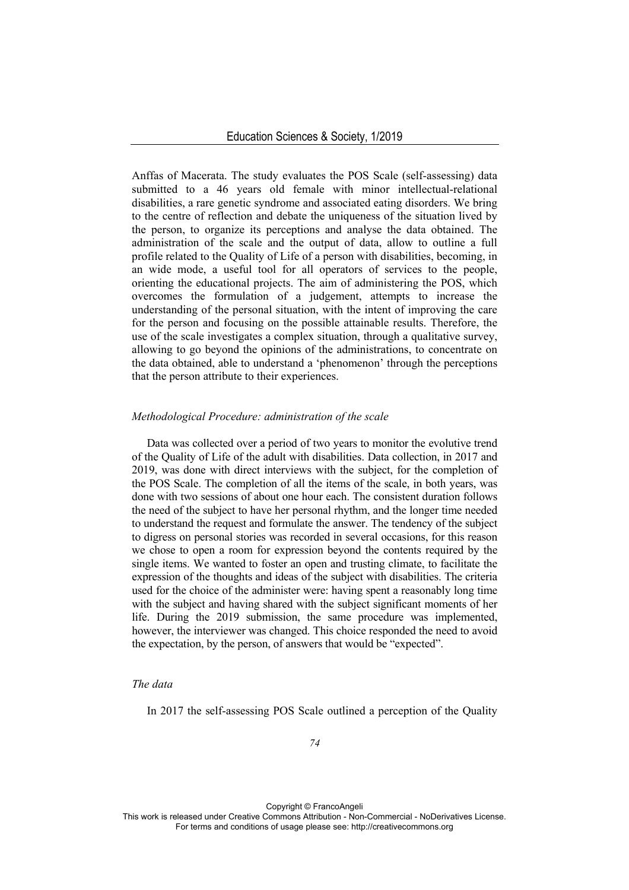Anffas of Macerata. The study evaluates the POS Scale (self-assessing) data submitted to a 46 years old female with minor intellectual-relational disabilities, a rare genetic syndrome and associated eating disorders. We bring to the centre of reflection and debate the uniqueness of the situation lived by the person, to organize its perceptions and analyse the data obtained. The administration of the scale and the output of data, allow to outline a full profile related to the Quality of Life of a person with disabilities, becoming, in an wide mode, a useful tool for all operators of services to the people, orienting the educational projects. The aim of administering the POS, which overcomes the formulation of a judgement, attempts to increase the understanding of the personal situation, with the intent of improving the care for the person and focusing on the possible attainable results. Therefore, the use of the scale investigates a complex situation, through a qualitative survey, allowing to go beyond the opinions of the administrations, to concentrate on the data obtained, able to understand a 'phenomenon' through the perceptions that the person attribute to their experiences.

*Methodological Procedure: administration of the scale*

Data was collected over a period of two years to monitor the evolutive trend of the Quality of Life of the adult with disabilities. Data collection, in 2017 and 2019, was done with direct interviews with the subject, for the completion of the POS Scale. The completion of all the items of the scale, in both years, was done with two sessions of about one hour each. The consistent duration follows the need of the subject to have her personal rhythm, and the longer time needed to understand the request and formulate the answer. The tendency of the subject to digress on personal stories was recorded in several occasions, for this reason we chose to open a room for expression beyond the contents required by the single items. We wanted to foster an open and trusting climate, to facilitate the expression of the thoughts and ideas of the subject with disabilities. The criteria used for the choice of the administer were: having spent a reasonably long time with the subject and having shared with the subject significant moments of her life. During the 2019 submission, the same procedure was implemented, however, the interviewer was changed. This choice responded the need to avoid the expectation, by the person, of answers that would be "expected".

*The data*

In 2017 the self-assessing POS Scale outlined a perception of the Quality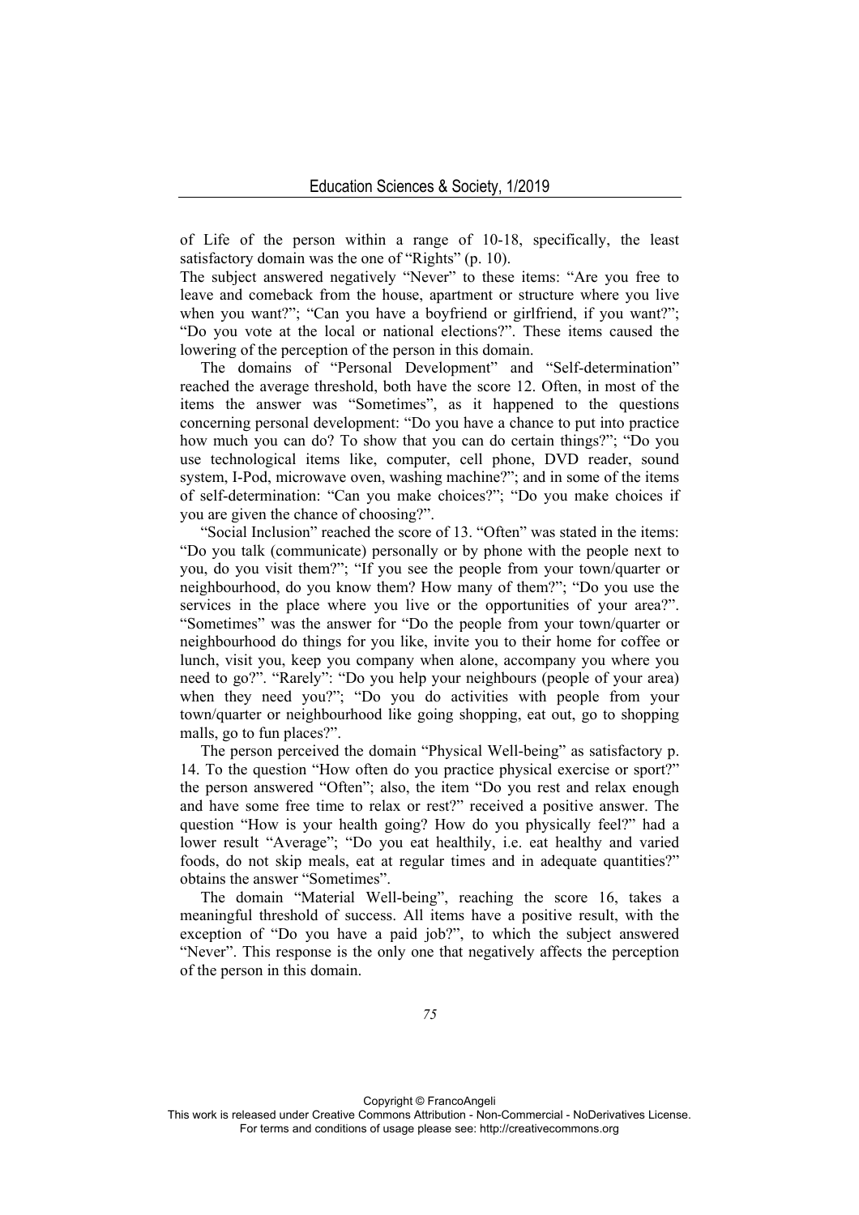of Life of the person within a range of 10-18, specifically, the least satisfactory domain was the one of "Rights" (p. 10).

The subject answered negatively "Never" to these items: "Are you free to leave and comeback from the house, apartment or structure where you live when you want?"; "Can you have a boyfriend or girlfriend, if you want?"; "Do you vote at the local or national elections?". These items caused the lowering of the perception of the person in this domain.

The domains of "Personal Development" and "Self-determination" reached the average threshold, both have the score 12. Often, in most of the items the answer was "Sometimes", as it happened to the questions concerning personal development: "Do you have a chance to put into practice how much you can do? To show that you can do certain things?"; "Do you use technological items like, computer, cell phone, DVD reader, sound system, I-Pod, microwave oven, washing machine?"; and in some of the items of self-determination: "Can you make choices?"; "Do you make choices if you are given the chance of choosing?".

"Social Inclusion" reached the score of 13. "Often" was stated in the items: "Do you talk (communicate) personally or by phone with the people next to you, do you visit them?"; "If you see the people from your town/quarter or neighbourhood, do you know them? How many of them?"; "Do you use the services in the place where you live or the opportunities of your area?". "Sometimes" was the answer for "Do the people from your town/quarter or neighbourhood do things for you like, invite you to their home for coffee or lunch, visit you, keep you company when alone, accompany you where you need to go?". "Rarely": "Do you help your neighbours (people of your area) when they need you?"; "Do you do activities with people from your town/quarter or neighbourhood like going shopping, eat out, go to shopping malls, go to fun places?".

The person perceived the domain "Physical Well-being" as satisfactory p. 14. To the question "How often do you practice physical exercise or sport?" the person answered "Often"; also, the item "Do you rest and relax enough and have some free time to relax or rest?" received a positive answer. The question "How is your health going? How do you physically feel?" had a lower result "Average"; "Do you eat healthily, i.e. eat healthy and varied foods, do not skip meals, eat at regular times and in adequate quantities?" obtains the answer "Sometimes".

The domain "Material Well-being", reaching the score 16, takes a meaningful threshold of success. All items have a positive result, with the exception of "Do you have a paid job?", to which the subject answered "Never". This response is the only one that negatively affects the perception of the person in this domain.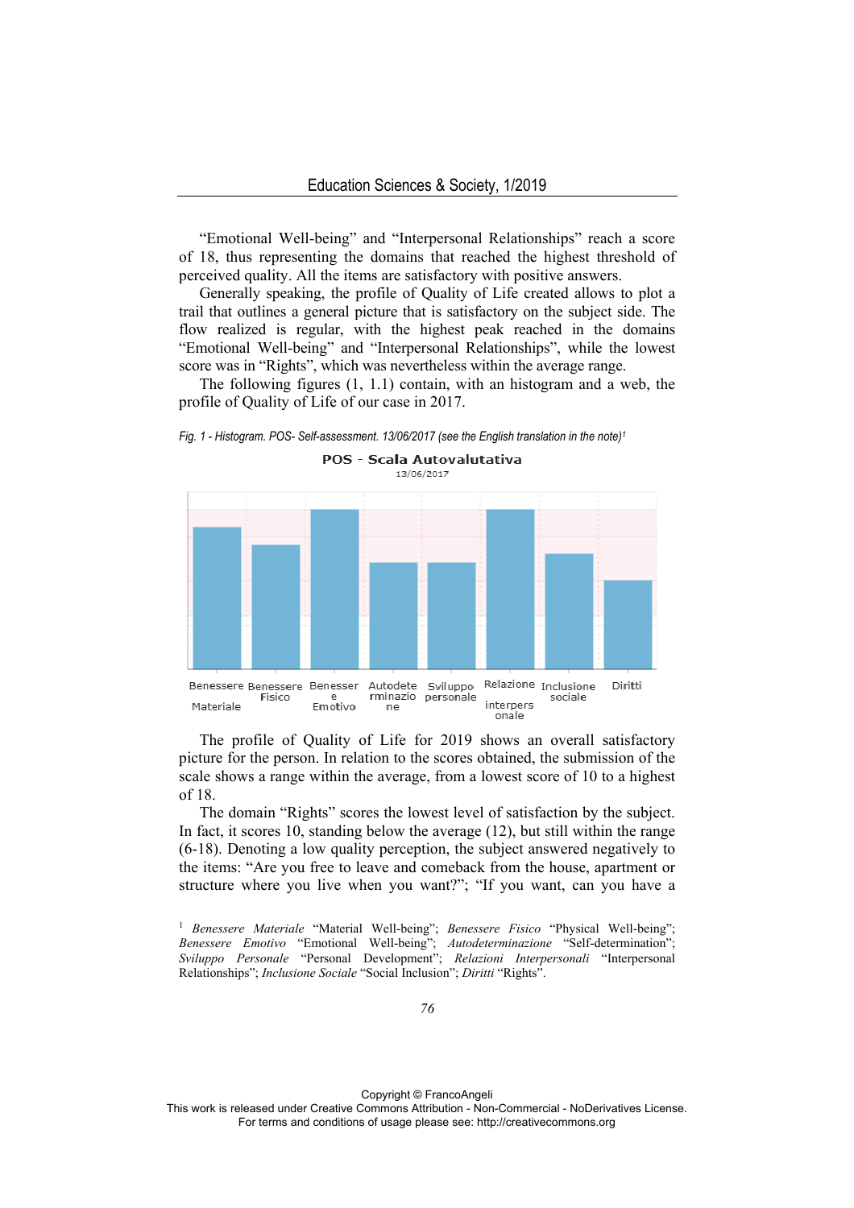"Emotional Well-being" and "Interpersonal Relationships" reach a score of 18, thus representing the domains that reached the highest threshold of perceived quality. All the items are satisfactory with positive answers.

Generally speaking, the profile of Quality of Life created allows to plot a trail that outlines a general picture that is satisfactory on the subject side. The flow realized is regular, with the highest peak reached in the domains "Emotional Well-being" and "Interpersonal Relationships", while the lowest score was in "Rights", which was nevertheless within the average range.

The following figures (1, 1.1) contain, with an histogram and a web, the profile of Quality of Life of our case in 2017.

*Fig. 1 - Histogram. POS- Self-assessment. 13/06/2017 (see the English translation in the note)*[1]

**POS - Scala Autovalutativa**
13/06/2017

Benessere Materiale | Benessere Fisico | Benessere Emotivo | Autodeterminazione | Sviluppo personale | Relazione interpersonale | Inclusione sociale | Diritti

The profile of Quality of Life for 2019 shows an overall satisfactory picture for the person. In relation to the scores obtained, the submission of the scale shows a range within the average, from a lowest score of 10 to a highest of 18.

The domain "Rights" scores the lowest level of satisfaction by the subject. In fact, it scores 10, standing below the average (12), but still within the range (6-18). Denoting a low quality perception, the subject answered negatively to the items: "Are you free to leave and comeback from the house, apartment or structure where you live when you want?"; "If you want, can you have a

[1] *Benessere Materiale* "Material Well-being"; *Benessere Fisico* "Physical Well-being"; *Benessere Emotivo* "Emotional Well-being"; *Autodeterminazione* "Self-determination"; *Sviluppo Personale* "Personal Development"; *Relazioni Interpersonali* "Interpersonal Relationships"; *Inclusione Sociale* "Social Inclusion"; *Diritti* "Rights".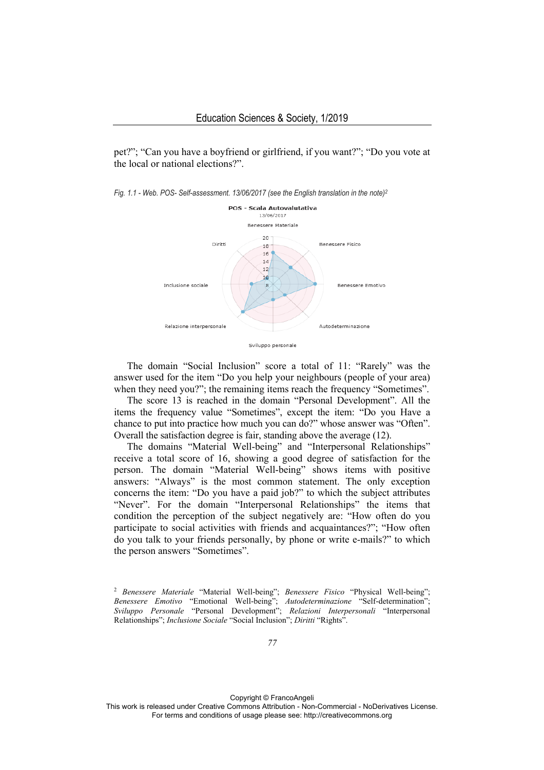pet?"; "Can you have a boyfriend or girlfriend, if you want?"; "Do you vote at the local or national elections?".

*Fig. 1.1 - Web. POS- Self-assessment. 13/06/2017 (see the English translation in the note)*[2]

The domain "Social Inclusion" score a total of 11: "Rarely" was the answer used for the item "Do you help your neighbours (people of your area) when they need you?"; the remaining items reach the frequency "Sometimes".

The score 13 is reached in the domain "Personal Development". All the items the frequency value "Sometimes", except the item: "Do you Have a chance to put into practice how much you can do?" whose answer was "Often". Overall the satisfaction degree is fair, standing above the average (12).

The domains "Material Well-being" and "Interpersonal Relationships" receive a total score of 16, showing a good degree of satisfaction for the person. The domain "Material Well-being" shows items with positive answers: "Always" is the most common statement. The only exception concerns the item: "Do you have a paid job?" to which the subject attributes "Never". For the domain "Interpersonal Relationships" the items that condition the perception of the subject negatively are: "How often do you participate to social activities with friends and acquaintances?"; "How often do you talk to your friends personally, by phone or write e-mails?" to which the person answers "Sometimes".

[2] *Benessere Materiale* "Material Well-being"; *Benessere Fisico* "Physical Well-being"; *Benessere Emotivo* "Emotional Well-being"; *Autodeterminazione* "Self-determination"; *Sviluppo Personale* "Personal Development"; *Relazioni Interpersonali* "Interpersonal Relationships"; *Inclusione Sociale* "Social Inclusion"; *Diritti* "Rights".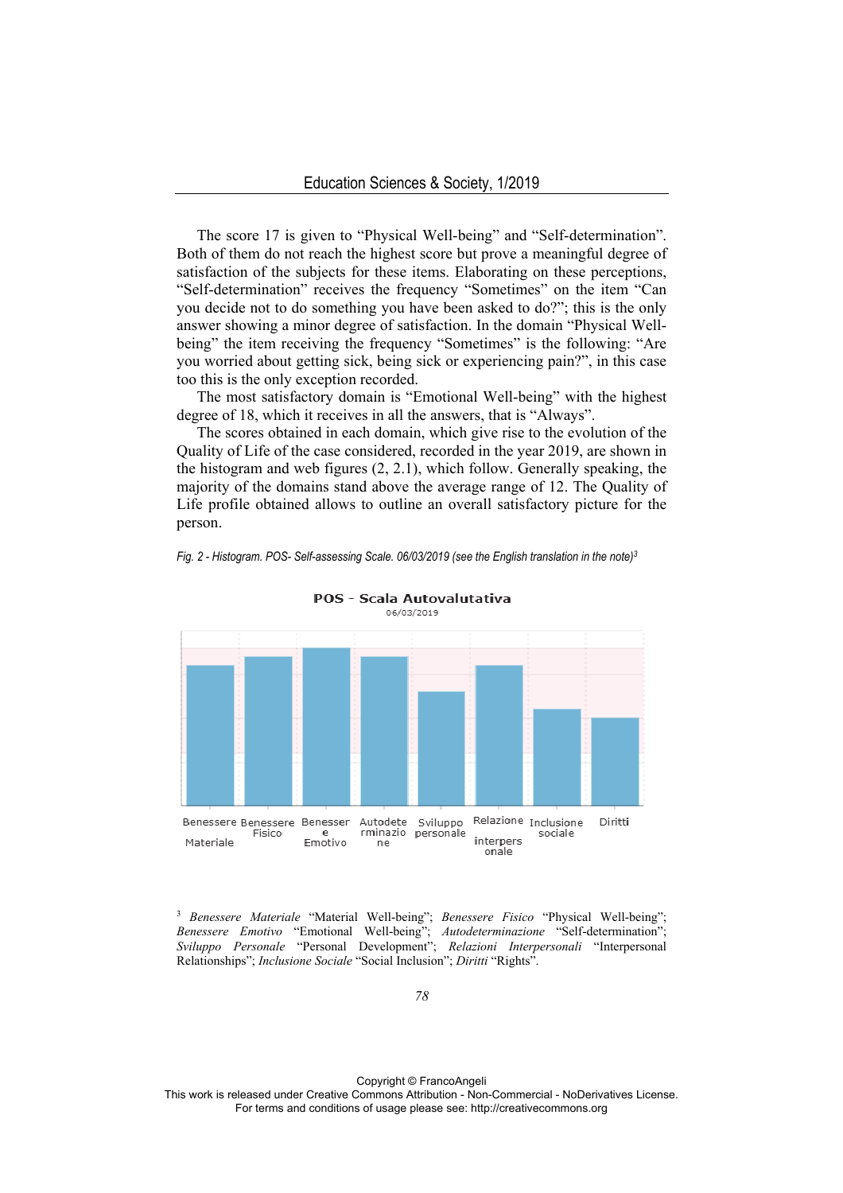The score 17 is given to “Physical Well-being” and “Self-determination”. Both of them do not reach the highest score but prove a meaningful degree of satisfaction of the subjects for these items. Elaborating on these perceptions, “Self-determination” receives the frequency “Sometimes” on the item “Can you decide not to do something you have been asked to do?”; this is the only answer showing a minor degree of satisfaction. In the domain “Physical Well-being” the item receiving the frequency “Sometimes” is the following: “Are you worried about getting sick, being sick or experiencing pain?”, in this case too this is the only exception recorded.

The most satisfactory domain is “Emotional Well-being” with the highest degree of 18, which it receives in all the answers, that is “Always”.

The scores obtained in each domain, which give rise to the evolution of the Quality of Life of the case considered, recorded in the year 2019, are shown in the histogram and web figures (2, 2.1), which follow. Generally speaking, the majority of the domains stand above the average range of 12. The Quality of Life profile obtained allows to outline an overall satisfactory picture for the person.

*Fig. 2 - Histogram. POS- Self-assessing Scale. 06/03/2019 (see the English translation in the note)*[3]

**POS - Scala Autovalutativa**
06/03/2019

Benessere Materiale | Benessere Fisico | Benessere Emotivo | Autodeterminazione | Sviluppo personale | Relazione interpersonale | Inclusione sociale | Diritti

[3] *Benessere Materiale* “Material Well-being”; *Benessere Fisico* “Physical Well-being”; *Benessere Emotivo* “Emotional Well-being”; *Autodeterminazione* “Self-determination”; *Sviluppo Personale* “Personal Development”; *Relazioni Interpersonali* “Interpersonal Relationships”; *Inclusione Sociale* “Social Inclusion”; *Diritti* “Rights”.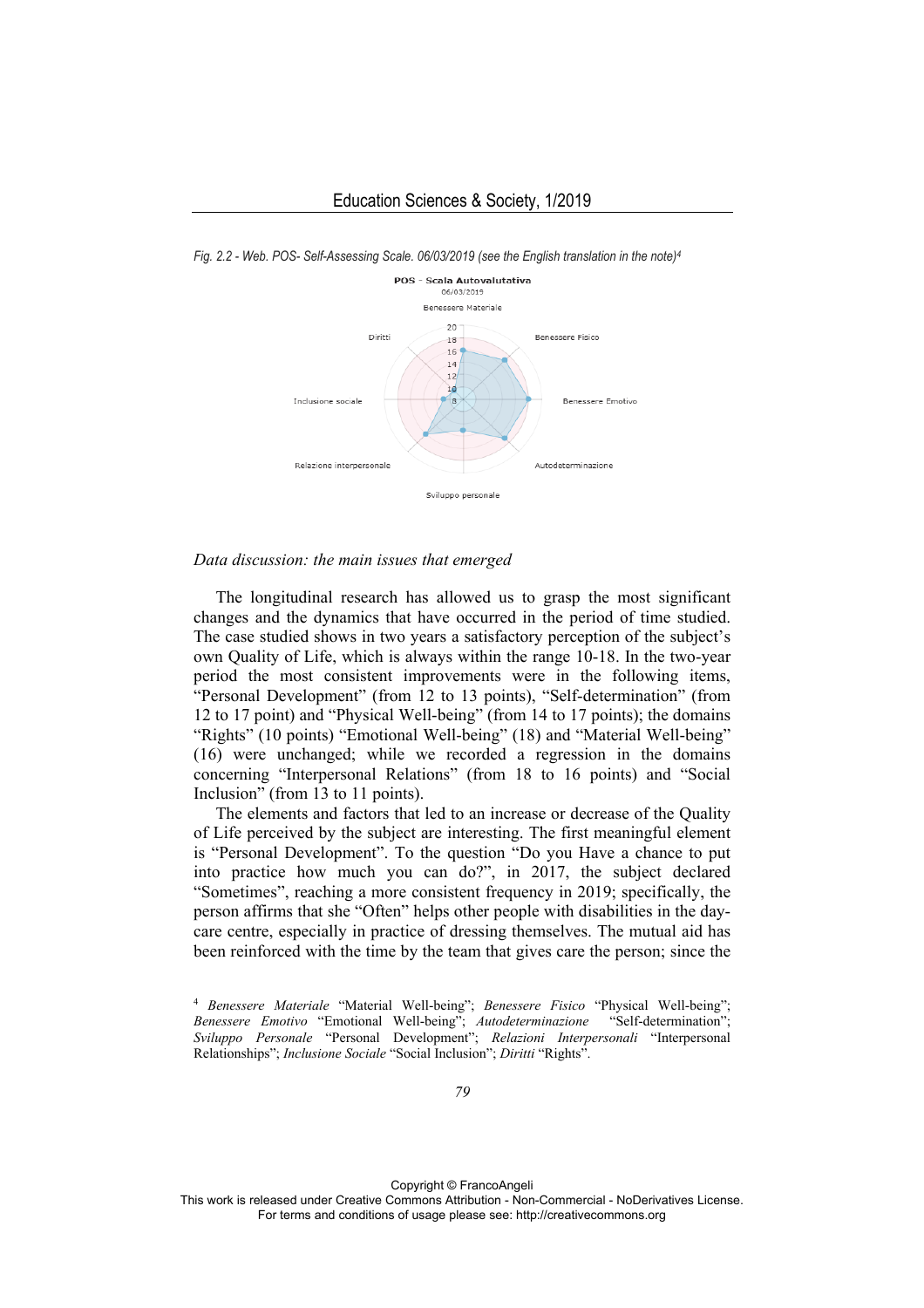*Fig. 2.2 - Web. POS- Self-Assessing Scale. 06/03/2019 (see the English translation in the note)*[4]

### *Data discussion: the main issues that emerged*

The longitudinal research has allowed us to grasp the most significant changes and the dynamics that have occurred in the period of time studied. The case studied shows in two years a satisfactory perception of the subject's own Quality of Life, which is always within the range 10-18. In the two-year period the most consistent improvements were in the following items, "Personal Development" (from 12 to 13 points), "Self-determination" (from 12 to 17 point) and "Physical Well-being" (from 14 to 17 points); the domains "Rights" (10 points) "Emotional Well-being" (18) and "Material Well-being" (16) were unchanged; while we recorded a regression in the domains concerning "Interpersonal Relations" (from 18 to 16 points) and "Social Inclusion" (from 13 to 11 points).

The elements and factors that led to an increase or decrease of the Quality of Life perceived by the subject are interesting. The first meaningful element is "Personal Development". To the question "Do you Have a chance to put into practice how much you can do?", in 2017, the subject declared "Sometimes", reaching a more consistent frequency in 2019; specifically, the person affirms that she "Often" helps other people with disabilities in the day-care centre, especially in practice of dressing themselves. The mutual aid has been reinforced with the time by the team that gives care the person; since the

---

[4] *Benessere Materiale* "Material Well-being"; *Benessere Fisico* "Physical Well-being"; *Benessere Emotivo* "Emotional Well-being"; *Autodeterminazione* "Self-determination"; *Sviluppo Personale* "Personal Development"; *Relazioni Interpersonali* "Interpersonal Relationships"; *Inclusione Sociale* "Social Inclusion"; *Diritti* "Rights".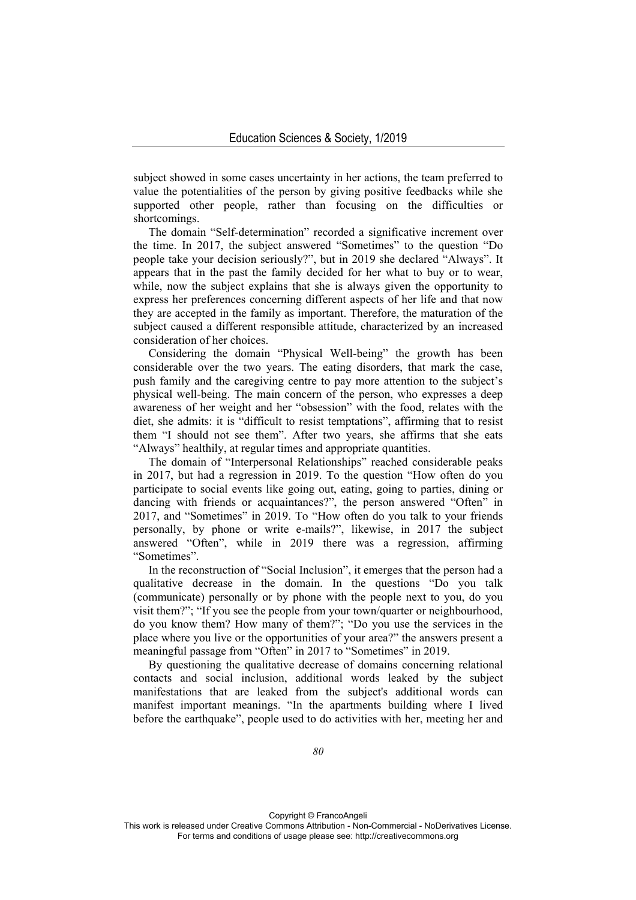subject showed in some cases uncertainty in her actions, the team preferred to value the potentialities of the person by giving positive feedbacks while she supported other people, rather than focusing on the difficulties or shortcomings.

The domain "Self-determination" recorded a significative increment over the time. In 2017, the subject answered "Sometimes" to the question "Do people take your decision seriously?", but in 2019 she declared "Always". It appears that in the past the family decided for her what to buy or to wear, while, now the subject explains that she is always given the opportunity to express her preferences concerning different aspects of her life and that now they are accepted in the family as important. Therefore, the maturation of the subject caused a different responsible attitude, characterized by an increased consideration of her choices.

Considering the domain "Physical Well-being" the growth has been considerable over the two years. The eating disorders, that mark the case, push family and the caregiving centre to pay more attention to the subject's physical well-being. The main concern of the person, who expresses a deep awareness of her weight and her "obsession" with the food, relates with the diet, she admits: it is "difficult to resist temptations", affirming that to resist them "I should not see them". After two years, she affirms that she eats "Always" healthily, at regular times and appropriate quantities.

The domain of "Interpersonal Relationships" reached considerable peaks in 2017, but had a regression in 2019. To the question "How often do you participate to social events like going out, eating, going to parties, dining or dancing with friends or acquaintances?", the person answered "Often" in 2017, and "Sometimes" in 2019. To "How often do you talk to your friends personally, by phone or write e-mails?", likewise, in 2017 the subject answered "Often", while in 2019 there was a regression, affirming "Sometimes".

In the reconstruction of "Social Inclusion", it emerges that the person had a qualitative decrease in the domain. In the questions "Do you talk (communicate) personally or by phone with the people next to you, do you visit them?"; "If you see the people from your town/quarter or neighbourhood, do you know them? How many of them?"; "Do you use the services in the place where you live or the opportunities of your area?" the answers present a meaningful passage from "Often" in 2017 to "Sometimes" in 2019.

By questioning the qualitative decrease of domains concerning relational contacts and social inclusion, additional words leaked by the subject manifestations that are leaked from the subject's additional words can manifest important meanings. "In the apartments building where I lived before the earthquake", people used to do activities with her, meeting her and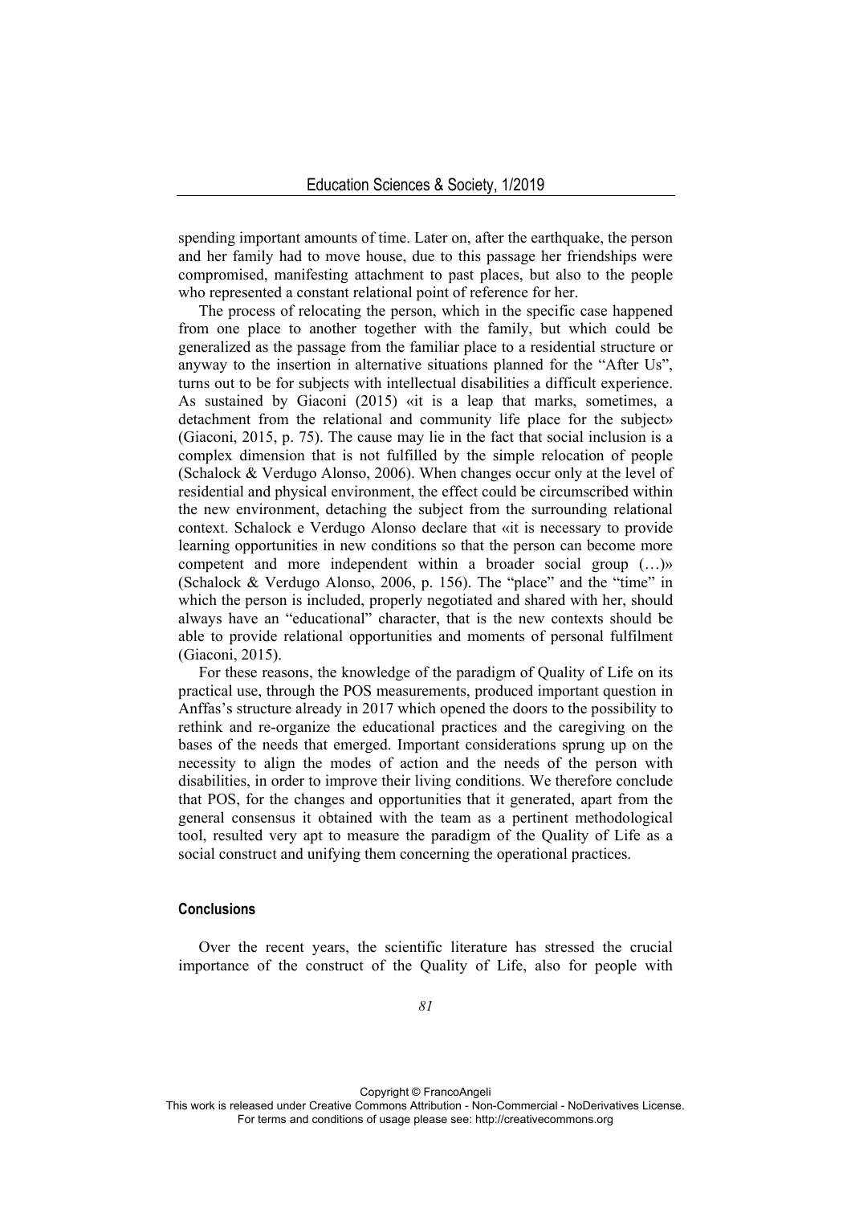spending important amounts of time. Later on, after the earthquake, the person and her family had to move house, due to this passage her friendships were compromised, manifesting attachment to past places, but also to the people who represented a constant relational point of reference for her.

The process of relocating the person, which in the specific case happened from one place to another together with the family, but which could be generalized as the passage from the familiar place to a residential structure or anyway to the insertion in alternative situations planned for the "After Us", turns out to be for subjects with intellectual disabilities a difficult experience. As sustained by Giaconi (2015) «it is a leap that marks, sometimes, a detachment from the relational and community life place for the subject» (Giaconi, 2015, p. 75). The cause may lie in the fact that social inclusion is a complex dimension that is not fulfilled by the simple relocation of people (Schalock & Verdugo Alonso, 2006). When changes occur only at the level of residential and physical environment, the effect could be circumscribed within the new environment, detaching the subject from the surrounding relational context. Schalock e Verdugo Alonso declare that «it is necessary to provide learning opportunities in new conditions so that the person can become more competent and more independent within a broader social group (…)» (Schalock & Verdugo Alonso, 2006, p. 156). The "place" and the "time" in which the person is included, properly negotiated and shared with her, should always have an "educational" character, that is the new contexts should be able to provide relational opportunities and moments of personal fulfilment (Giaconi, 2015).

For these reasons, the knowledge of the paradigm of Quality of Life on its practical use, through the POS measurements, produced important question in Anffas's structure already in 2017 which opened the doors to the possibility to rethink and re-organize the educational practices and the caregiving on the bases of the needs that emerged. Important considerations sprung up on the necessity to align the modes of action and the needs of the person with disabilities, in order to improve their living conditions. We therefore conclude that POS, for the changes and opportunities that it generated, apart from the general consensus it obtained with the team as a pertinent methodological tool, resulted very apt to measure the paradigm of the Quality of Life as a social construct and unifying them concerning the operational practices.

## Conclusions

Over the recent years, the scientific literature has stressed the crucial importance of the construct of the Quality of Life, also for people with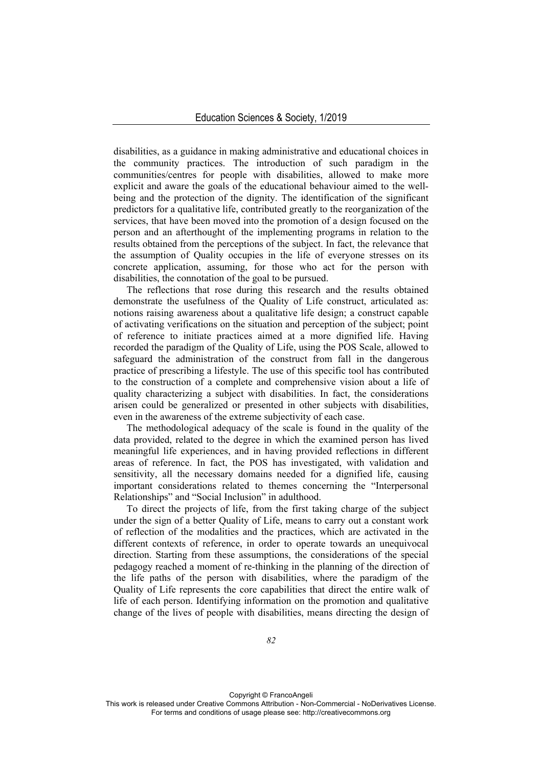disabilities, as a guidance in making administrative and educational choices in the community practices. The introduction of such paradigm in the communities/centres for people with disabilities, allowed to make more explicit and aware the goals of the educational behaviour aimed to the well-being and the protection of the dignity. The identification of the significant predictors for a qualitative life, contributed greatly to the reorganization of the services, that have been moved into the promotion of a design focused on the person and an afterthought of the implementing programs in relation to the results obtained from the perceptions of the subject. In fact, the relevance that the assumption of Quality occupies in the life of everyone stresses on its concrete application, assuming, for those who act for the person with disabilities, the connotation of the goal to be pursued.

The reflections that rose during this research and the results obtained demonstrate the usefulness of the Quality of Life construct, articulated as: notions raising awareness about a qualitative life design; a construct capable of activating verifications on the situation and perception of the subject; point of reference to initiate practices aimed at a more dignified life. Having recorded the paradigm of the Quality of Life, using the POS Scale, allowed to safeguard the administration of the construct from fall in the dangerous practice of prescribing a lifestyle. The use of this specific tool has contributed to the construction of a complete and comprehensive vision about a life of quality characterizing a subject with disabilities. In fact, the considerations arisen could be generalized or presented in other subjects with disabilities, even in the awareness of the extreme subjectivity of each case.

The methodological adequacy of the scale is found in the quality of the data provided, related to the degree in which the examined person has lived meaningful life experiences, and in having provided reflections in different areas of reference. In fact, the POS has investigated, with validation and sensitivity, all the necessary domains needed for a dignified life, causing important considerations related to themes concerning the "Interpersonal Relationships" and "Social Inclusion" in adulthood.

To direct the projects of life, from the first taking charge of the subject under the sign of a better Quality of Life, means to carry out a constant work of reflection of the modalities and the practices, which are activated in the different contexts of reference, in order to operate towards an unequivocal direction. Starting from these assumptions, the considerations of the special pedagogy reached a moment of re-thinking in the planning of the direction of the life paths of the person with disabilities, where the paradigm of the Quality of Life represents the core capabilities that direct the entire walk of life of each person. Identifying information on the promotion and qualitative change of the lives of people with disabilities, means directing the design of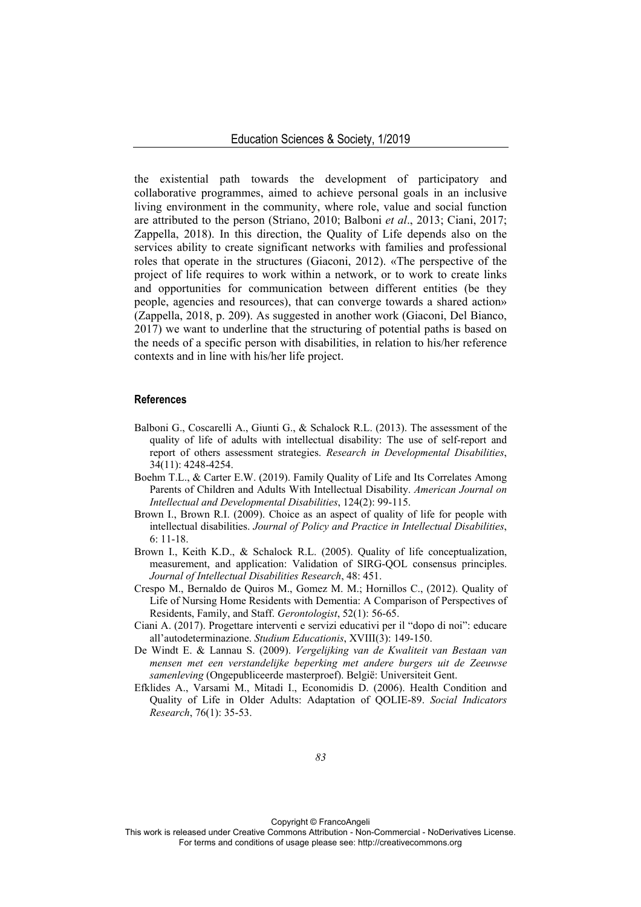the existential path towards the development of participatory and collaborative programmes, aimed to achieve personal goals in an inclusive living environment in the community, where role, value and social function are attributed to the person (Striano, 2010; Balboni *et al*., 2013; Ciani, 2017; Zappella, 2018). In this direction, the Quality of Life depends also on the services ability to create significant networks with families and professional roles that operate in the structures (Giaconi, 2012). «The perspective of the project of life requires to work within a network, or to work to create links and opportunities for communication between different entities (be they people, agencies and resources), that can converge towards a shared action» (Zappella, 2018, p. 209). As suggested in another work (Giaconi, Del Bianco, 2017) we want to underline that the structuring of potential paths is based on the needs of a specific person with disabilities, in relation to his/her reference contexts and in line with his/her life project.

### References

Balboni G., Coscarelli A., Giunti G., & Schalock R.L. (2013). The assessment of the quality of life of adults with intellectual disability: The use of self-report and report of others assessment strategies. *Research in Developmental Disabilities*, 34(11): 4248-4254.

Boehm T.L., & Carter E.W. (2019). Family Quality of Life and Its Correlates Among Parents of Children and Adults With Intellectual Disability. *American Journal on Intellectual and Developmental Disabilities*, 124(2): 99-115.

Brown I., Brown R.I. (2009). Choice as an aspect of quality of life for people with intellectual disabilities. *Journal of Policy and Practice in Intellectual Disabilities*, 6: 11-18.

Brown I., Keith K.D., & Schalock R.L. (2005). Quality of life conceptualization, measurement, and application: Validation of SIRG-QOL consensus principles. *Journal of Intellectual Disabilities Research*, 48: 451.

Crespo M., Bernaldo de Quiros M., Gomez M. M.; Hornillos C., (2012). Quality of Life of Nursing Home Residents with Dementia: A Comparison of Perspectives of Residents, Family, and Staff. *Gerontologist*, 52(1): 56-65.

Ciani A. (2017). Progettare interventi e servizi educativi per il "dopo di noi": educare all'autodeterminazione. *Studium Educationis*, XVIII(3): 149-150.

De Windt E. & Lannau S. (2009). *Vergelijking van de Kwaliteit van Bestaan van mensen met een verstandelijke beperking met andere burgers uit de Zeeuwse samenleving* (Ongepubliceerde masterproef). België: Universiteit Gent.

Efklides A., Varsami M., Mitadi I., Economidis D. (2006). Health Condition and Quality of Life in Older Adults: Adaptation of QOLIE-89. *Social Indicators Research*, 76(1): 35-53.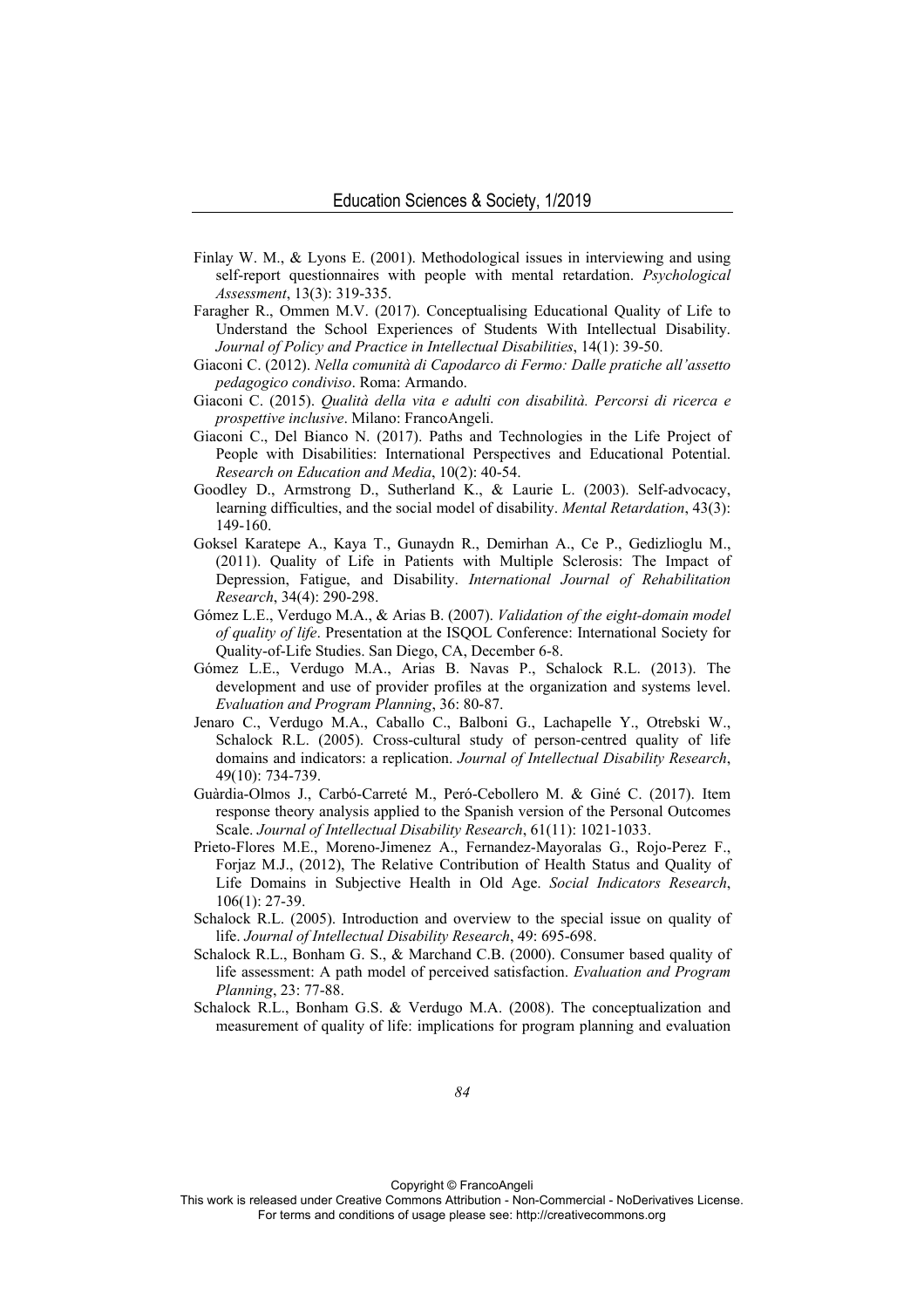Finlay W. M., & Lyons E. (2001). Methodological issues in interviewing and using self-report questionnaires with people with mental retardation. *Psychological Assessment*, 13(3): 319-335.

Faragher R., Ommen M.V. (2017). Conceptualising Educational Quality of Life to Understand the School Experiences of Students With Intellectual Disability. *Journal of Policy and Practice in Intellectual Disabilities*, 14(1): 39-50.

Giaconi C. (2012). *Nella comunità di Capodarco di Fermo: Dalle pratiche all'assetto pedagogico condiviso*. Roma: Armando.

Giaconi C. (2015). *Qualità della vita e adulti con disabilità. Percorsi di ricerca e prospettive inclusive*. Milano: FrancoAngeli.

Giaconi C., Del Bianco N. (2017). Paths and Technologies in the Life Project of People with Disabilities: International Perspectives and Educational Potential. *Research on Education and Media*, 10(2): 40-54.

Goodley D., Armstrong D., Sutherland K., & Laurie L. (2003). Self-advocacy, learning difficulties, and the social model of disability. *Mental Retardation*, 43(3): 149-160.

Goksel Karatepe A., Kaya T., Gunaydn R., Demirhan A., Ce P., Gedizlioglu M., (2011). Quality of Life in Patients with Multiple Sclerosis: The Impact of Depression, Fatigue, and Disability. *International Journal of Rehabilitation Research*, 34(4): 290-298.

Gómez L.E., Verdugo M.A., & Arias B. (2007). *Validation of the eight-domain model of quality of life*. Presentation at the ISQOL Conference: International Society for Quality-of-Life Studies. San Diego, CA, December 6-8.

Gómez L.E., Verdugo M.A., Arias B. Navas P., Schalock R.L. (2013). The development and use of provider profiles at the organization and systems level. *Evaluation and Program Planning*, 36: 80-87.

Jenaro C., Verdugo M.A., Caballo C., Balboni G., Lachapelle Y., Otrebski W., Schalock R.L. (2005). Cross-cultural study of person-centred quality of life domains and indicators: a replication. *Journal of Intellectual Disability Research*, 49(10): 734-739.

Guàrdia-Olmos J., Carbó-Carreté M., Peró-Cebollero M. & Giné C. (2017). Item response theory analysis applied to the Spanish version of the Personal Outcomes Scale. *Journal of Intellectual Disability Research*, 61(11): 1021-1033.

Prieto-Flores M.E., Moreno-Jimenez A., Fernandez-Mayoralas G., Rojo-Perez F., Forjaz M.J., (2012), The Relative Contribution of Health Status and Quality of Life Domains in Subjective Health in Old Age. *Social Indicators Research*, 106(1): 27-39.

Schalock R.L. (2005). Introduction and overview to the special issue on quality of life. *Journal of Intellectual Disability Research*, 49: 695-698.

Schalock R.L., Bonham G. S., & Marchand C.B. (2000). Consumer based quality of life assessment: A path model of perceived satisfaction. *Evaluation and Program Planning*, 23: 77-88.

Schalock R.L., Bonham G.S. & Verdugo M.A. (2008). The conceptualization and measurement of quality of life: implications for program planning and evaluation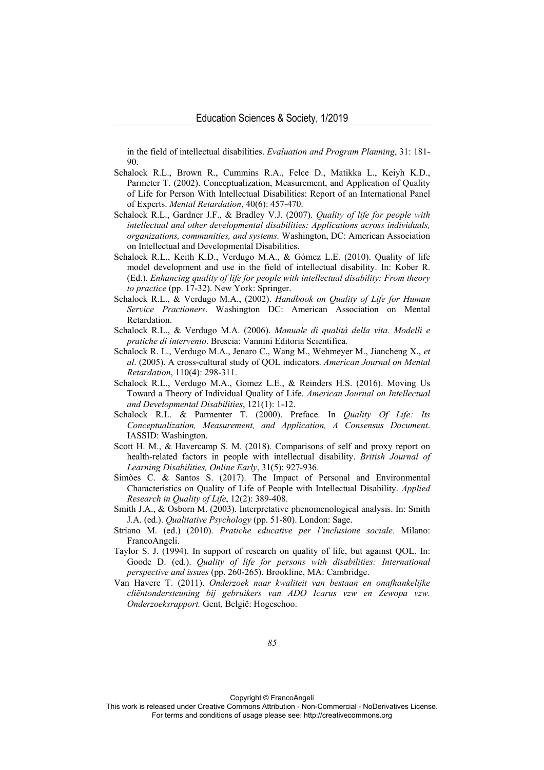in the field of intellectual disabilities. *Evaluation and Program Planning*, 31: 181-90.

Schalock R.L., Brown R., Cummins R.A., Felce D., Matikka L., Keiyh K.D., Parmeter T. (2002). Conceptualization, Measurement, and Application of Quality of Life for Person With Intellectual Disabilities: Report of an International Panel of Experts. *Mental Retardation*, 40(6): 457-470.

Schalock R.L., Gardner J.F., & Bradley V.J. (2007). *Quality of life for people with intellectual and other developmental disabilities: Applications across individuals, organizations, communities, and systems.* Washington, DC: American Association on Intellectual and Developmental Disabilities.

Schalock R.L., Keith K.D., Verdugo M.A., & Gómez L.E. (2010). Quality of life model development and use in the field of intellectual disability. In: Kober R. (Ed.). *Enhancing quality of life for people with intellectual disability: From theory to practice* (pp. 17-32). New York: Springer.

Schalock R.L., & Verdugo M.A., (2002). *Handbook on Quality of Life for Human Service Practioners*. Washington DC: American Association on Mental Retardation.

Schalock R.L., & Verdugo M.A. (2006). *Manuale di qualità della vita. Modelli e pratiche di intervento*. Brescia: Vannini Editoria Scientifica.

Schalock R. L., Verdugo M.A., Jenaro C., Wang M., Wehmeyer M., Jiancheng X., *et al*. (2005). A cross-cultural study of QOL indicators. *American Journal on Mental Retardation*, 110(4): 298-311.

Schalock R.L., Verdugo M.A., Gomez L.E., & Reinders H.S. (2016). Moving Us Toward a Theory of Individual Quality of Life. *American Journal on Intellectual and Developmental Disabilities*, 121(1): 1-12.

Schalock R.L. & Parmenter T. (2000). Preface. In *Quality Of Life: Its Conceptualization, Measurement, and Application, A Consensus Document*. IASSID: Washington.

Scott H. M., & Havercamp S. M. (2018). Comparisons of self and proxy report on health-related factors in people with intellectual disability. *British Journal of Learning Disabilities, Online Early*, 31(5): 927-936.

Simões C. & Santos S. (2017). The Impact of Personal and Environmental Characteristics on Quality of Life of People with Intellectual Disability. *Applied Research in Quality of Life*, 12(2): 389-408.

Smith J.A., & Osborn M. (2003). Interpretative phenomenological analysis. In: Smith J.A. (ed.). *Qualitative Psychology* (pp. 51-80). London: Sage.

Striano M. (ed.) (2010). *Pratiche educative per l'inclusione sociale*. Milano: FrancoAngeli.

Taylor S. J. (1994). In support of research on quality of life, but against QOL. In: Goode D. (ed.). *Quality of life for persons with disabilities: International perspective and issues* (pp. 260-265). Brookline, MA: Cambridge.

Van Havere T. (2011). *Onderzoek naar kwaliteit van bestaan en onafhankelijke cliëntondersteuning bij gebruikers van ADO Icarus vzw en Zewopa vzw. Onderzoeksrapport.* Gent, België: Hogeschoo.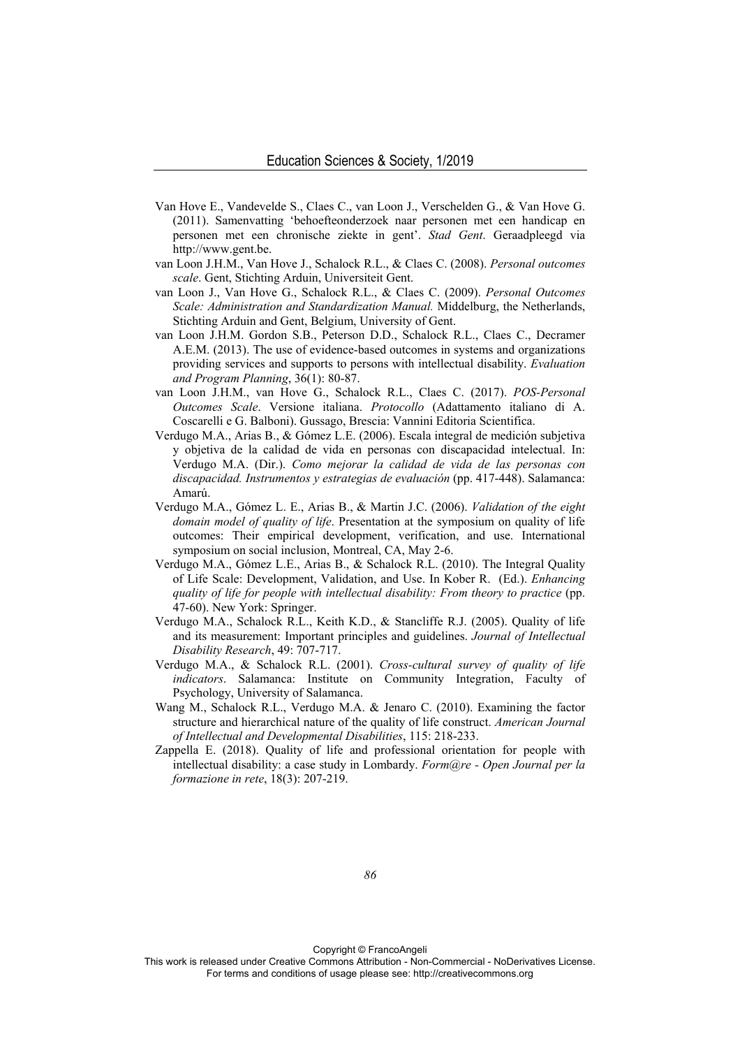Van Hove E., Vandevelde S., Claes C., van Loon J., Verschelden G., & Van Hove G. (2011). Samenvatting 'behoefteonderzoek naar personen met een handicap en personen met een chronische ziekte in gent'. *Stad Gent*. Geraadpleegd via http://www.gent.be.

van Loon J.H.M., Van Hove J., Schalock R.L., & Claes C. (2008). *Personal outcomes scale*. Gent, Stichting Arduin, Universiteit Gent.

van Loon J., Van Hove G., Schalock R.L., & Claes C. (2009). *Personal Outcomes Scale: Administration and Standardization Manual.* Middelburg, the Netherlands, Stichting Arduin and Gent, Belgium, University of Gent.

van Loon J.H.M. Gordon S.B., Peterson D.D., Schalock R.L., Claes C., Decramer A.E.M. (2013). The use of evidence-based outcomes in systems and organizations providing services and supports to persons with intellectual disability. *Evaluation and Program Planning*, 36(1): 80-87.

van Loon J.H.M., van Hove G., Schalock R.L., Claes C. (2017). *POS-Personal Outcomes Scale*. Versione italiana. *Protocollo* (Adattamento italiano di A. Coscarelli e G. Balboni). Gussago, Brescia: Vannini Editoria Scientifica.

Verdugo M.A., Arias B., & Gómez L.E. (2006). Escala integral de medición subjetiva y objetiva de la calidad de vida en personas con discapacidad intelectual. In: Verdugo M.A. (Dir.). *Como mejorar la calidad de vida de las personas con discapacidad. Instrumentos y estrategias de evaluación* (pp. 417-448). Salamanca: Amarú.

Verdugo M.A., Gómez L. E., Arias B., & Martin J.C. (2006). *Validation of the eight domain model of quality of life*. Presentation at the symposium on quality of life outcomes: Their empirical development, verification, and use. International symposium on social inclusion, Montreal, CA, May 2-6.

Verdugo M.A., Gómez L.E., Arias B., & Schalock R.L. (2010). The Integral Quality of Life Scale: Development, Validation, and Use. In Kober R. (Ed.). *Enhancing quality of life for people with intellectual disability: From theory to practice* (pp. 47-60). New York: Springer.

Verdugo M.A., Schalock R.L., Keith K.D., & Stancliffe R.J. (2005). Quality of life and its measurement: Important principles and guidelines. *Journal of Intellectual Disability Research*, 49: 707-717.

Verdugo M.A., & Schalock R.L. (2001). *Cross-cultural survey of quality of life indicators*. Salamanca: Institute on Community Integration, Faculty of Psychology, University of Salamanca.

Wang M., Schalock R.L., Verdugo M.A. & Jenaro C. (2010). Examining the factor structure and hierarchical nature of the quality of life construct. *American Journal of Intellectual and Developmental Disabilities*, 115: 218-233.

Zappella E. (2018). Quality of life and professional orientation for people with intellectual disability: a case study in Lombardy. *Form@re - Open Journal per la formazione in rete*, 18(3): 207-219.